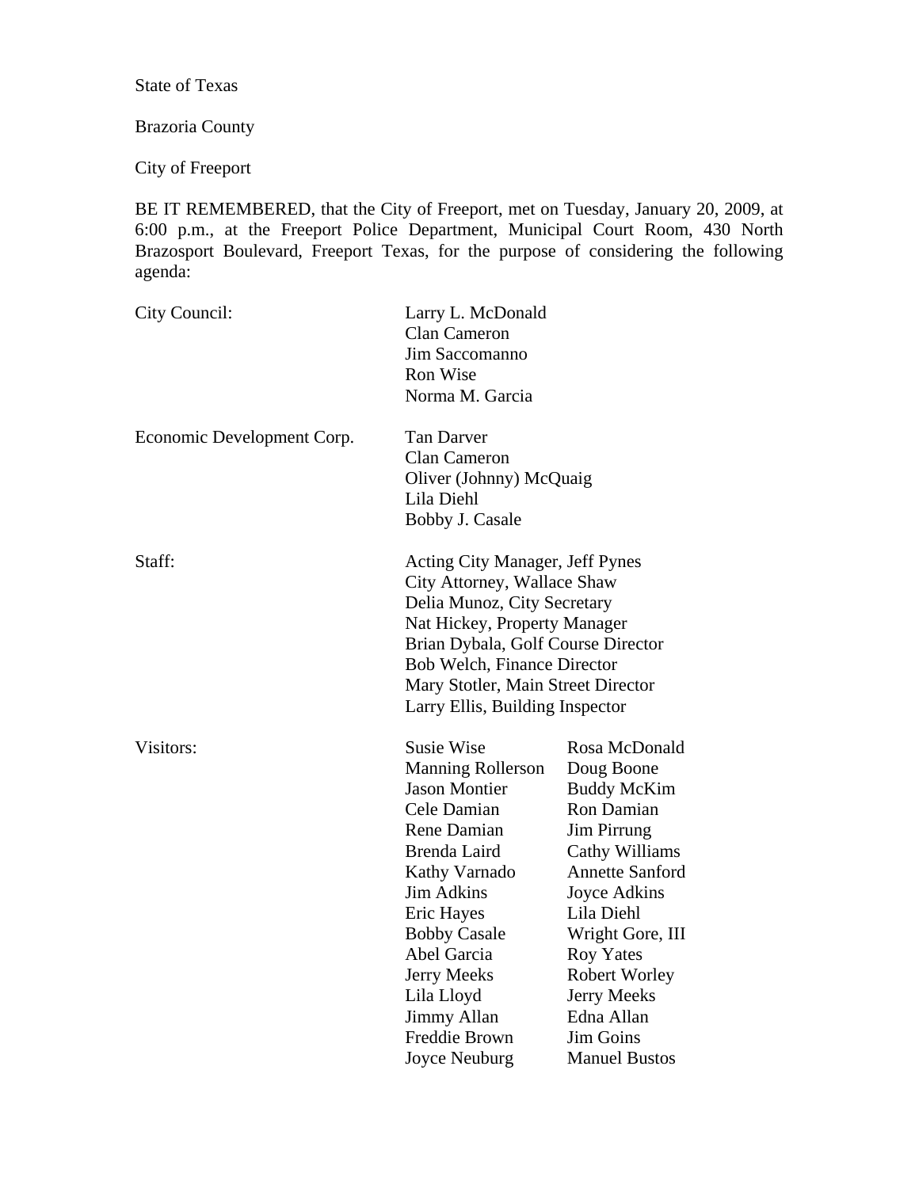State of Texas

Brazoria County

City of Freeport

BE IT REMEMBERED, that the City of Freeport, met on Tuesday, January 20, 2009, at 6:00 p.m., at the Freeport Police Department, Municipal Court Room, 430 North Brazosport Boulevard, Freeport Texas, for the purpose of considering the following agenda:

| | | |
|---|---|---|
| City Council: | Larry L. McDonald | |
| | Clan Cameron | |
| | Jim Saccomanno | |
| | Ron Wise | |
| | Norma M. Garcia | |
| Economic Development Corp. | Tan Darver | |
| | Clan Cameron | |
| | Oliver (Johnny) McQuaig | |
| | Lila Diehl | |
| | Bobby J. Casale | |
| Staff: | Acting City Manager, Jeff Pynes | |
| | City Attorney, Wallace Shaw | |
| | Delia Munoz, City Secretary | |
| | Nat Hickey, Property Manager | |
| | Brian Dybala, Golf Course Director | |
| | Bob Welch, Finance Director | |
| | Mary Stotler, Main Street Director | |
| | Larry Ellis, Building Inspector | |
| Visitors: | Susie Wise | Rosa McDonald |
| | Manning Rollerson | Doug Boone |
| | Jason Montier | Buddy McKim |
| | Cele Damian | Ron Damian |
| | Rene Damian | Jim Pirrung |
| | Brenda Laird | Cathy Williams |
| | Kathy Varnado | Annette Sanford |
| | Jim Adkins | Joyce Adkins |
| | Eric Hayes | Lila Diehl |
| | Bobby Casale | Wright Gore, III |
| | Abel Garcia | Roy Yates |
| | Jerry Meeks | Robert Worley |
| | Lila Lloyd | Jerry Meeks |
| | Jimmy Allan | Edna Allan |
| | Freddie Brown | Jim Goins |
| | Joyce Neuburg | Manuel Bustos |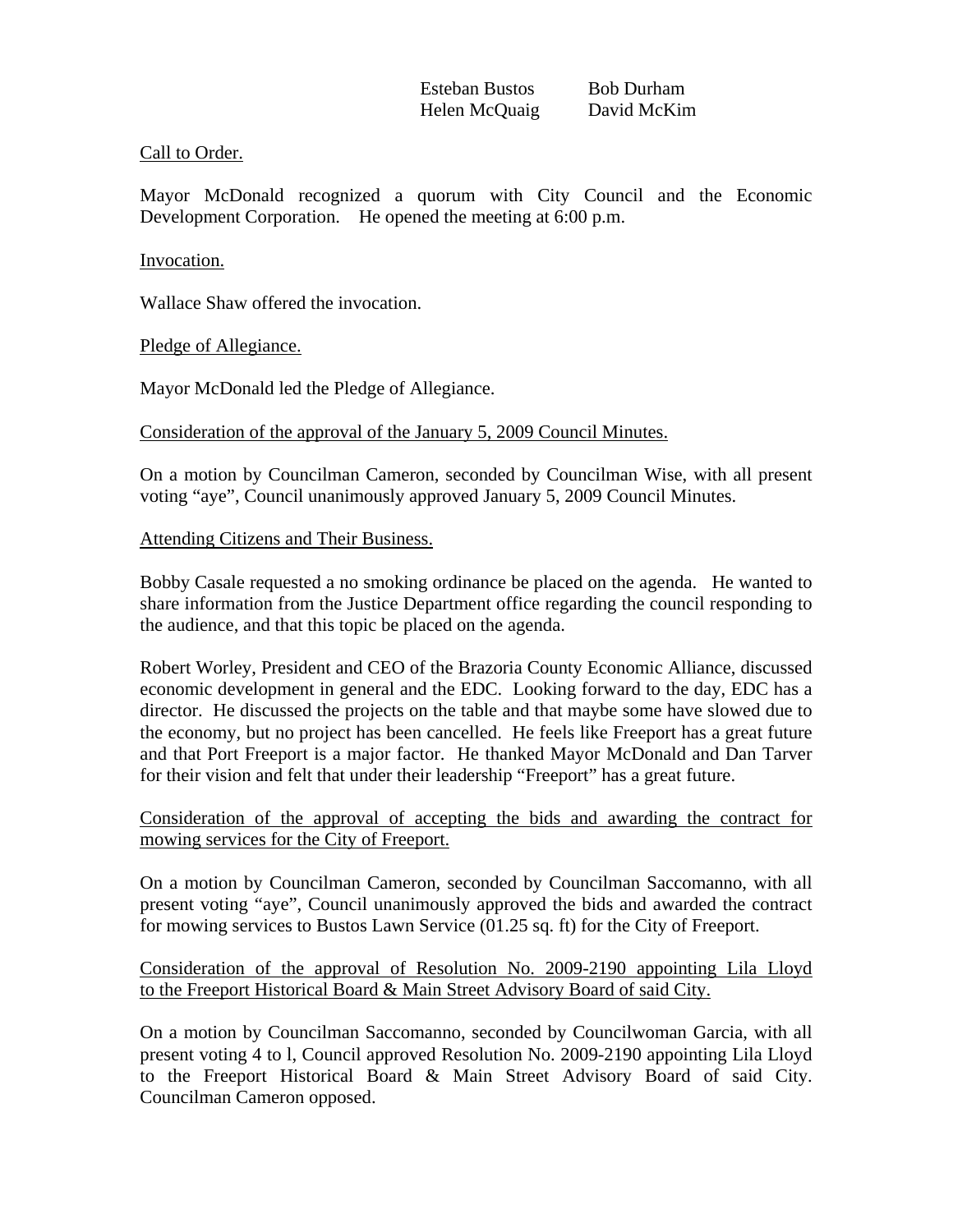Esteban Bustos Bob Durham
Helen McQuaig David McKim

Call to Order.

Mayor McDonald recognized a quorum with City Council and the Economic Development Corporation. He opened the meeting at 6:00 p.m.

Invocation.

Wallace Shaw offered the invocation.

Pledge of Allegiance.

Mayor McDonald led the Pledge of Allegiance.

Consideration of the approval of the January 5, 2009 Council Minutes.

On a motion by Councilman Cameron, seconded by Councilman Wise, with all present voting "aye", Council unanimously approved January 5, 2009 Council Minutes.

Attending Citizens and Their Business.

Bobby Casale requested a no smoking ordinance be placed on the agenda. He wanted to share information from the Justice Department office regarding the council responding to the audience, and that this topic be placed on the agenda.

Robert Worley, President and CEO of the Brazoria County Economic Alliance, discussed economic development in general and the EDC. Looking forward to the day, EDC has a director. He discussed the projects on the table and that maybe some have slowed due to the economy, but no project has been cancelled. He feels like Freeport has a great future and that Port Freeport is a major factor. He thanked Mayor McDonald and Dan Tarver for their vision and felt that under their leadership "Freeport" has a great future.

Consideration of the approval of accepting the bids and awarding the contract for mowing services for the City of Freeport.

On a motion by Councilman Cameron, seconded by Councilman Saccomanno, with all present voting "aye", Council unanimously approved the bids and awarded the contract for mowing services to Bustos Lawn Service (01.25 sq. ft) for the City of Freeport.

Consideration of the approval of Resolution No. 2009-2190 appointing Lila Lloyd to the Freeport Historical Board & Main Street Advisory Board of said City.

On a motion by Councilman Saccomanno, seconded by Councilwoman Garcia, with all present voting 4 to l, Council approved Resolution No. 2009-2190 appointing Lila Lloyd to the Freeport Historical Board & Main Street Advisory Board of said City. Councilman Cameron opposed.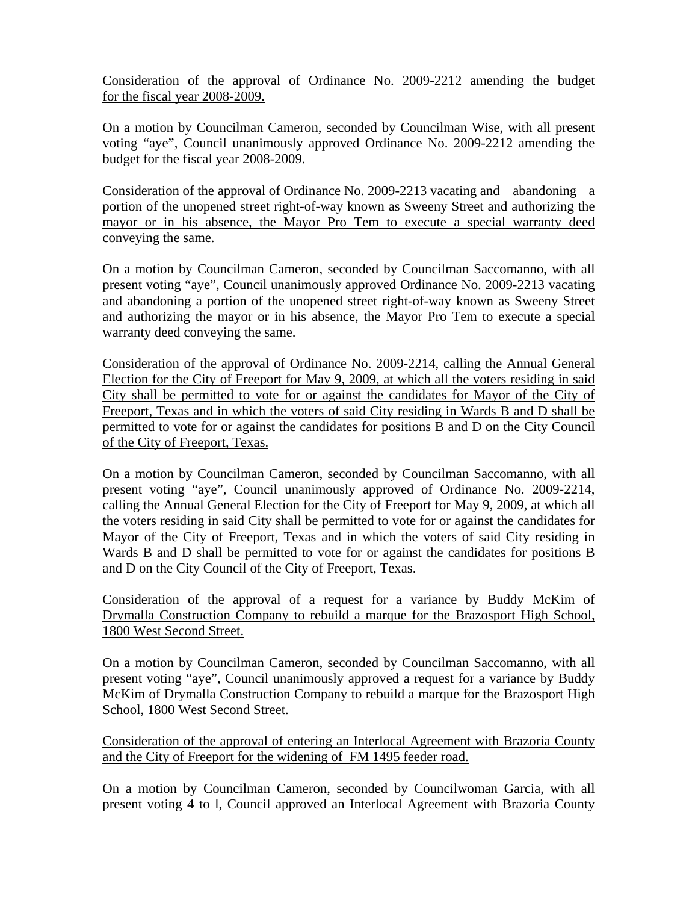<u>Consideration of the approval of Ordinance No. 2009-2212 amending the budget for the fiscal year 2008-2009.</u>

On a motion by Councilman Cameron, seconded by Councilman Wise, with all present voting "aye", Council unanimously approved Ordinance No. 2009-2212 amending the budget for the fiscal year 2008-2009.

<u>Consideration of the approval of Ordinance No. 2009-2213 vacating and abandoning a portion of the unopened street right-of-way known as Sweeny Street and authorizing the mayor or in his absence, the Mayor Pro Tem to execute a special warranty deed conveying the same.</u>

On a motion by Councilman Cameron, seconded by Councilman Saccomanno, with all present voting "aye", Council unanimously approved Ordinance No. 2009-2213 vacating and abandoning a portion of the unopened street right-of-way known as Sweeny Street and authorizing the mayor or in his absence, the Mayor Pro Tem to execute a special warranty deed conveying the same.

<u>Consideration of the approval of Ordinance No. 2009-2214, calling the Annual General Election for the City of Freeport for May 9, 2009, at which all the voters residing in said City shall be permitted to vote for or against the candidates for Mayor of the City of Freeport, Texas and in which the voters of said City residing in Wards B and D shall be permitted to vote for or against the candidates for positions B and D on the City Council of the City of Freeport, Texas.</u>

On a motion by Councilman Cameron, seconded by Councilman Saccomanno, with all present voting "aye", Council unanimously approved of Ordinance No. 2009-2214, calling the Annual General Election for the City of Freeport for May 9, 2009, at which all the voters residing in said City shall be permitted to vote for or against the candidates for Mayor of the City of Freeport, Texas and in which the voters of said City residing in Wards B and D shall be permitted to vote for or against the candidates for positions B and D on the City Council of the City of Freeport, Texas.

<u>Consideration of the approval of a request for a variance by Buddy McKim of Drymalla Construction Company to rebuild a marque for the Brazosport High School, 1800 West Second Street.</u>

On a motion by Councilman Cameron, seconded by Councilman Saccomanno, with all present voting "aye", Council unanimously approved a request for a variance by Buddy McKim of Drymalla Construction Company to rebuild a marque for the Brazosport High School, 1800 West Second Street.

<u>Consideration of the approval of entering an Interlocal Agreement with Brazoria County and the City of Freeport for the widening of FM 1495 feeder road.</u>

On a motion by Councilman Cameron, seconded by Councilwoman Garcia, with all present voting 4 to l, Council approved an Interlocal Agreement with Brazoria County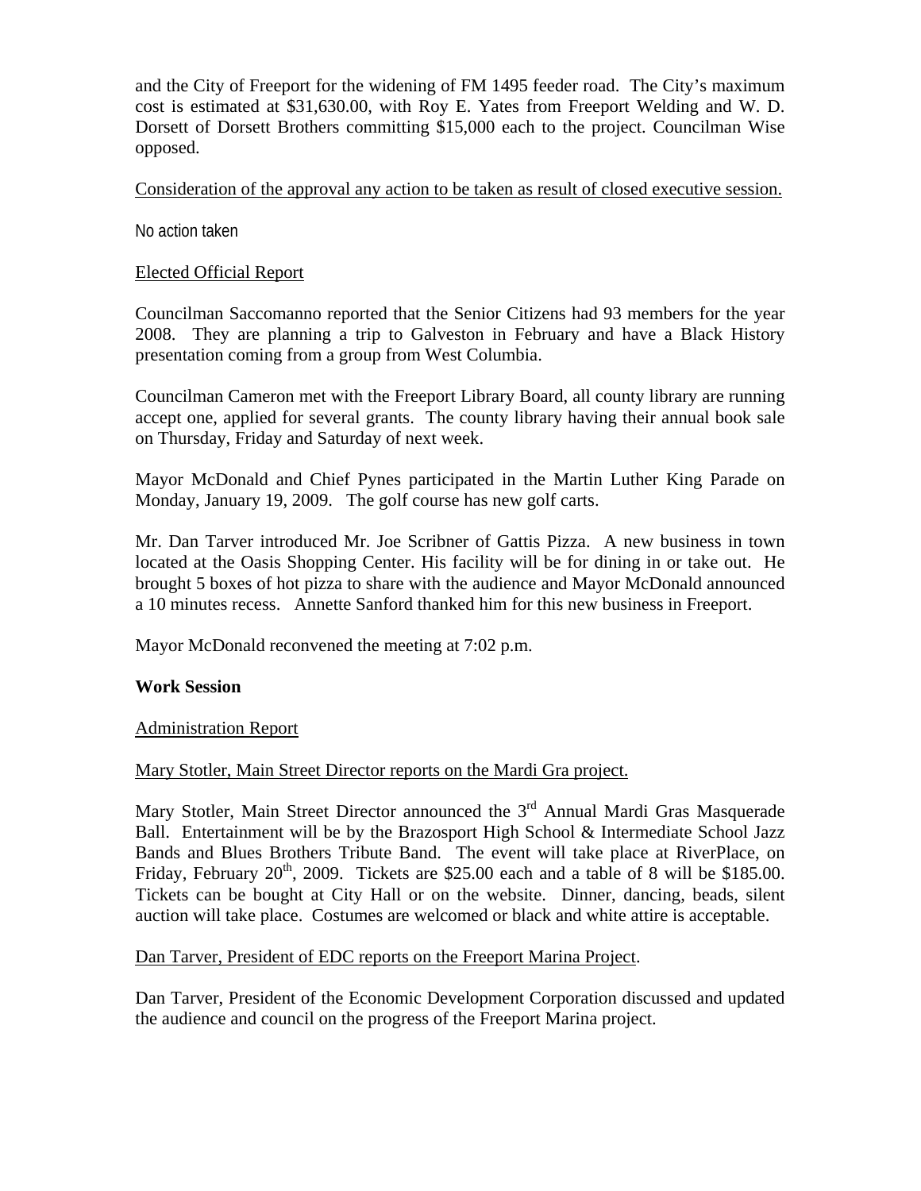and the City of Freeport for the widening of FM 1495 feeder road. The City's maximum cost is estimated at $31,630.00, with Roy E. Yates from Freeport Welding and W. D. Dorsett of Dorsett Brothers committing $15,000 each to the project. Councilman Wise opposed.

<u>Consideration of the approval any action to be taken as result of closed executive session.</u>

No action taken

<u>Elected Official Report</u>

Councilman Saccomanno reported that the Senior Citizens had 93 members for the year 2008. They are planning a trip to Galveston in February and have a Black History presentation coming from a group from West Columbia.

Councilman Cameron met with the Freeport Library Board, all county library are running accept one, applied for several grants. The county library having their annual book sale on Thursday, Friday and Saturday of next week.

Mayor McDonald and Chief Pynes participated in the Martin Luther King Parade on Monday, January 19, 2009. The golf course has new golf carts.

Mr. Dan Tarver introduced Mr. Joe Scribner of Gattis Pizza. A new business in town located at the Oasis Shopping Center. His facility will be for dining in or take out. He brought 5 boxes of hot pizza to share with the audience and Mayor McDonald announced a 10 minutes recess. Annette Sanford thanked him for this new business in Freeport.

Mayor McDonald reconvened the meeting at 7:02 p.m.

**Work Session**

<u>Administration Report</u>

<u>Mary Stotler, Main Street Director reports on the Mardi Gra project.</u>

Mary Stotler, Main Street Director announced the 3rd Annual Mardi Gras Masquerade Ball. Entertainment will be by the Brazosport High School & Intermediate School Jazz Bands and Blues Brothers Tribute Band. The event will take place at RiverPlace, on Friday, February 20th, 2009. Tickets are $25.00 each and a table of 8 will be $185.00. Tickets can be bought at City Hall or on the website. Dinner, dancing, beads, silent auction will take place. Costumes are welcomed or black and white attire is acceptable.

<u>Dan Tarver, President of EDC reports on the Freeport Marina Project</u>.

Dan Tarver, President of the Economic Development Corporation discussed and updated the audience and council on the progress of the Freeport Marina project.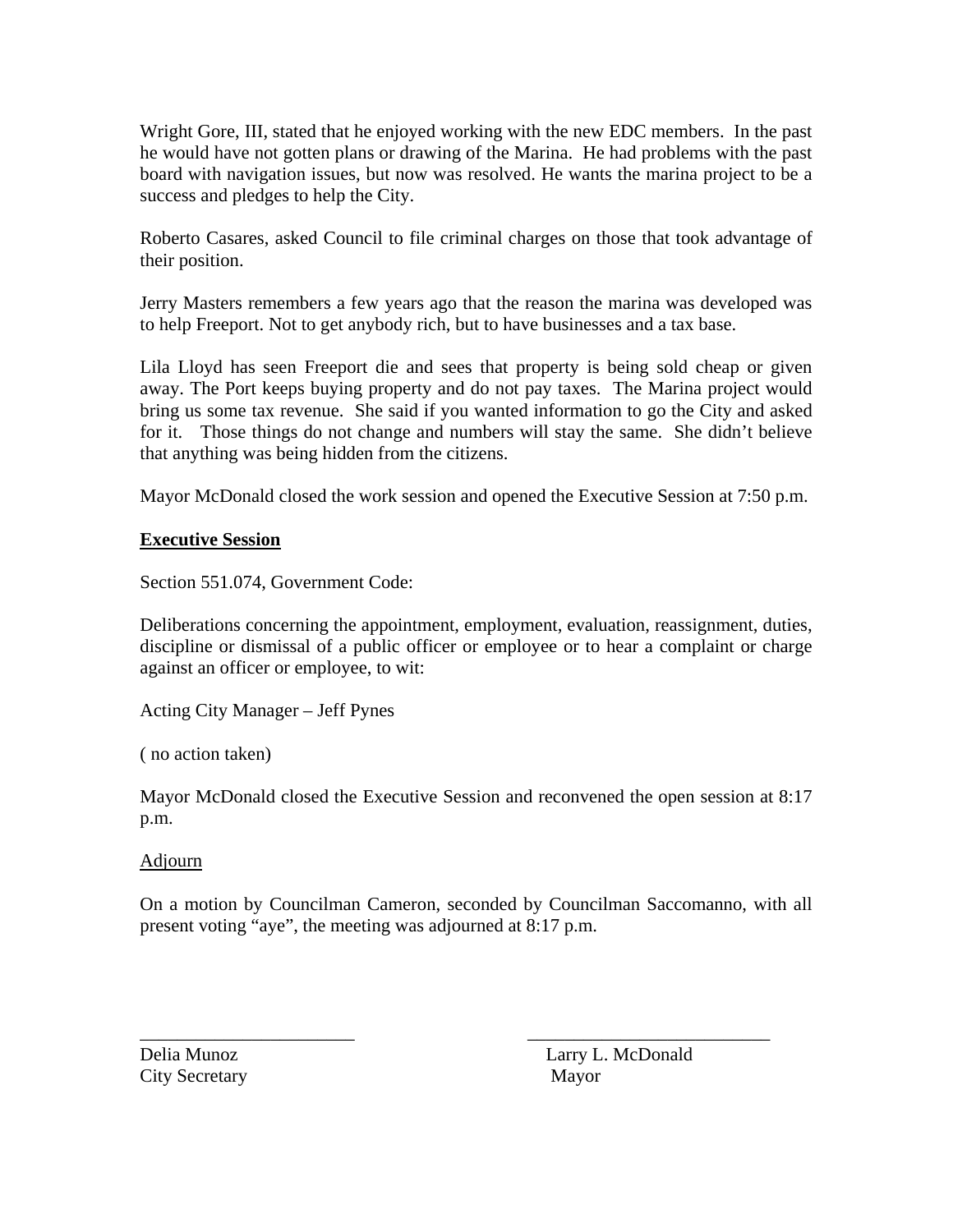Wright Gore, III, stated that he enjoyed working with the new EDC members. In the past he would have not gotten plans or drawing of the Marina. He had problems with the past board with navigation issues, but now was resolved. He wants the marina project to be a success and pledges to help the City.

Roberto Casares, asked Council to file criminal charges on those that took advantage of their position.

Jerry Masters remembers a few years ago that the reason the marina was developed was to help Freeport. Not to get anybody rich, but to have businesses and a tax base.

Lila Lloyd has seen Freeport die and sees that property is being sold cheap or given away. The Port keeps buying property and do not pay taxes. The Marina project would bring us some tax revenue. She said if you wanted information to go the City and asked for it. Those things do not change and numbers will stay the same. She didn't believe that anything was being hidden from the citizens.

Mayor McDonald closed the work session and opened the Executive Session at 7:50 p.m.

**Executive Session**

Section 551.074, Government Code:

Deliberations concerning the appointment, employment, evaluation, reassignment, duties, discipline or dismissal of a public officer or employee or to hear a complaint or charge against an officer or employee, to wit:

Acting City Manager – Jeff Pynes

( no action taken)

Mayor McDonald closed the Executive Session and reconvened the open session at 8:17 p.m.

Adjourn

On a motion by Councilman Cameron, seconded by Councilman Saccomanno, with all present voting "aye", the meeting was adjourned at 8:17 p.m.

\_\_\_\_\_\_\_\_\_\_\_\_\_\_\_\_\_\_\_\_\_\_\_\_ \_\_\_\_\_\_\_\_\_\_\_\_\_\_\_\_\_\_\_\_\_\_\_\_\_\_\_

Delia Munoz
City Secretary

Larry L. McDonald
Mayor